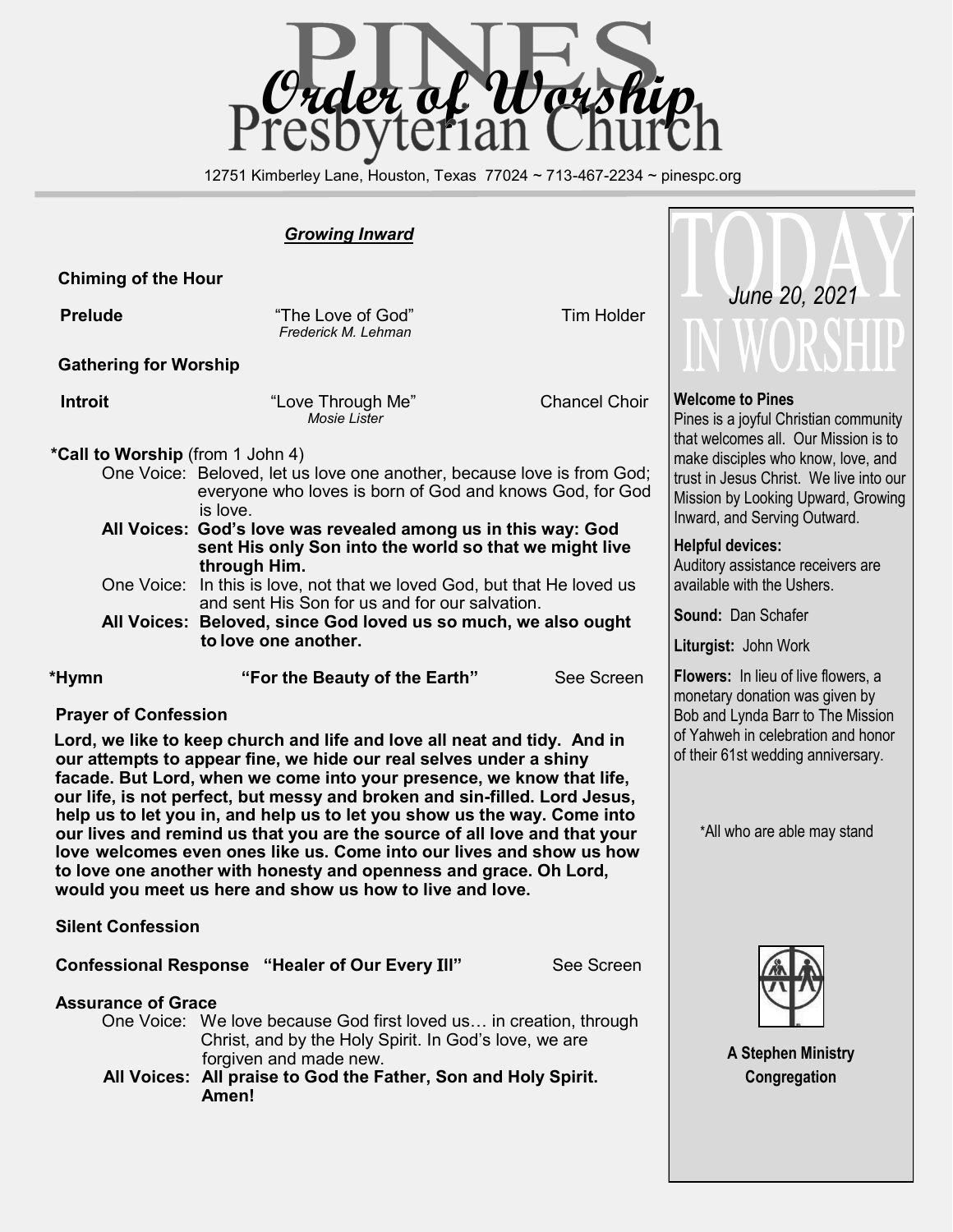# Order of Worship

# Pines Presbyterian Church

12751 Kimberley Lane, Houston, Texas 77024 ~ 713-467-2234 ~ pinespc.org

## ***Growing Inward***

**Chiming of the Hour**

**Prelude** "The Love of God" *Frederick M. Lehman* — Tim Holder

**Gathering for Worship**

**Introit** "Love Through Me" *Mosie Lister* — Chancel Choir

**\*Call to Worship** (from 1 John 4)

One Voice: Beloved, let us love one another, because love is from God; everyone who loves is born of God and knows God, for God is love.

**All Voices: God's love was revealed among us in this way: God sent His only Son into the world so that we might live through Him.**

One Voice: In this is love, not that we loved God, but that He loved us and sent His Son for us and for our salvation.

**All Voices: Beloved, since God loved us so much, we also ought to love one another.**

**\*Hymn** **"For the Beauty of the Earth"** — See Screen

**Prayer of Confession**

**Lord, we like to keep church and life and love all neat and tidy. And in our attempts to appear fine, we hide our real selves under a shiny facade. But Lord, when we come into your presence, we know that life, our life, is not perfect, but messy and broken and sin-filled. Lord Jesus, help us to let you in, and help us to let you show us the way. Come into our lives and remind us that you are the source of all love and that your love welcomes even ones like us. Come into our lives and show us how to love one another with honesty and openness and grace. Oh Lord, would you meet us here and show us how to live and love.**

**Silent Confession**

**Confessional Response "Healer of Our Every Ill"** — See Screen

**Assurance of Grace**

One Voice: We love because God first loved us… in creation, through Christ, and by the Holy Spirit. In God's love, we are forgiven and made new.

**All Voices: All praise to God the Father, Son and Holy Spirit. Amen!**

---

## TODAY IN WORSHIP

*June 20, 2021*

**Welcome to Pines**
Pines is a joyful Christian community that welcomes all. Our Mission is to make disciples who know, love, and trust in Jesus Christ. We live into our Mission by Looking Upward, Growing Inward, and Serving Outward.

**Helpful devices:**
Auditory assistance receivers are available with the Ushers.

**Sound:** Dan Schafer

**Liturgist:** John Work

**Flowers:** In lieu of live flowers, a monetary donation was given by Bob and Lynda Barr to The Mission of Yahweh in celebration and honor of their 61st wedding anniversary.

*All who are able may stand

**A Stephen Ministry Congregation**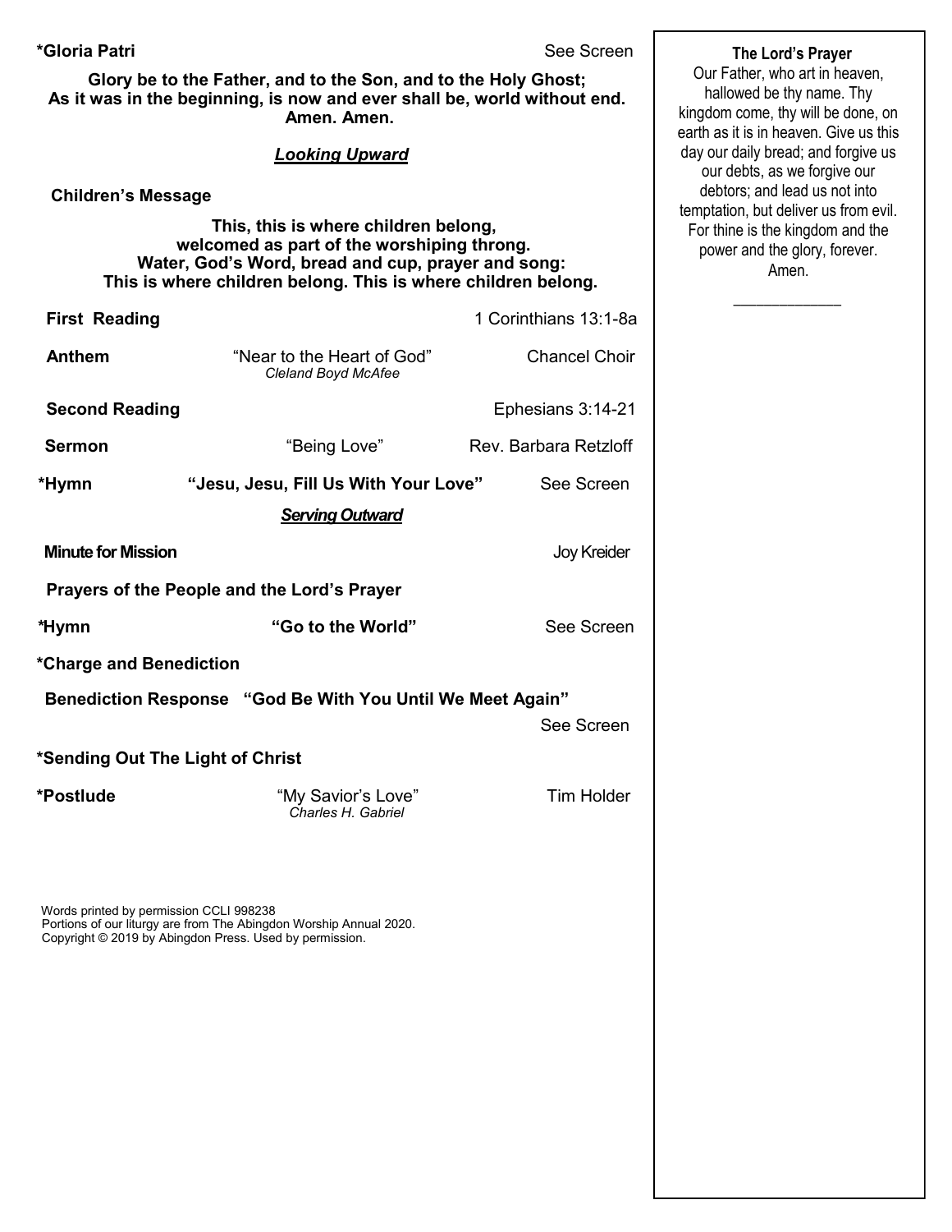**\*Gloria Patri** — See Screen

**Glory be to the Father, and to the Son, and to the Holy Ghost;
As it was in the beginning, is now and ever shall be, world without end.
Amen. Amen.**

***Looking Upward***

**Children's Message**

**This, this is where children belong,
welcomed as part of the worshiping throng.
Water, God's Word, bread and cup, prayer and song:
This is where children belong. This is where children belong.**

**First Reading** — 1 Corinthians 13:1-8a

**Anthem** — "Near to the Heart of God" *Cleland Boyd McAfee* — Chancel Choir

**Second Reading** — Ephesians 3:14-21

**Sermon** — "Being Love" — Rev. Barbara Retzloff

**\*Hymn** — **"Jesu, Jesu, Fill Us With Your Love"** — See Screen

***Serving Outward***

**Minute for Mission** — Joy Kreider

**Prayers of the People and the Lord's Prayer**

**\*Hymn** — **"Go to the World"** — See Screen

**\*Charge and Benediction**

**Benediction Response** — **"God Be With You Until We Meet Again"** — See Screen

**\*Sending Out The Light of Christ**

**\*Postlude** — "My Savior's Love" *Charles H. Gabriel* — Tim Holder

Words printed by permission CCLI 998238
Portions of our liturgy are from The Abingdon Worship Annual 2020.
Copyright © 2019 by Abingdon Press. Used by permission.

**The Lord's Prayer**

Our Father, who art in heaven, hallowed be thy name. Thy kingdom come, thy will be done, on earth as it is in heaven. Give us this day our daily bread; and forgive us our debts, as we forgive our debtors; and lead us not into temptation, but deliver us from evil. For thine is the kingdom and the power and the glory, forever. Amen.

\_\_\_\_\_\_\_\_\_\_\_\_\_\_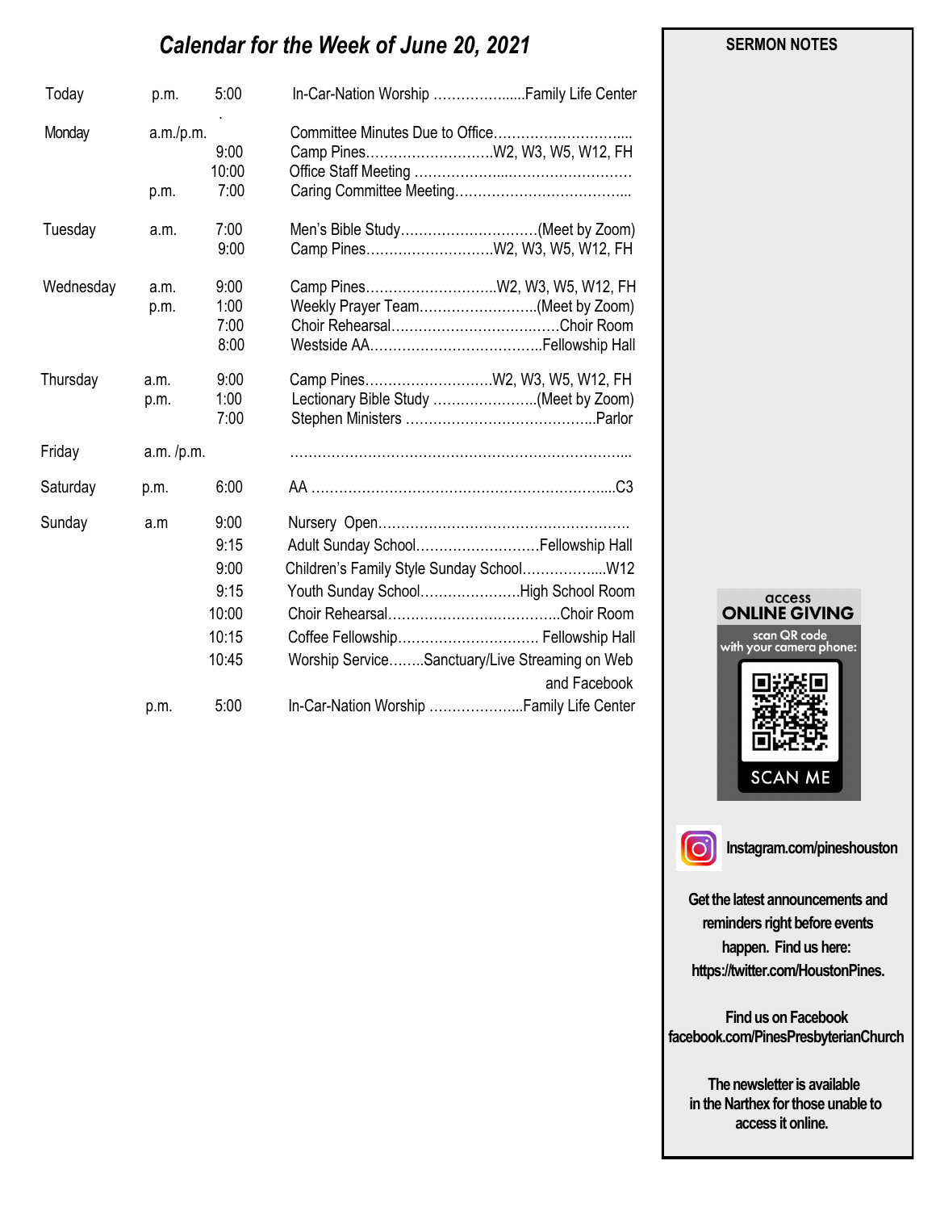## *Calendar for the Week of June 20, 2021*

| Day | | Time | Event | Location |
|---|---|---|---|---|
| Today | p.m. | 5:00 | In-Car-Nation Worship | Family Life Center |
| Monday | a.m./p.m. | | Committee Minutes Due to Office | |
| | | 9:00 | Camp Pines | W2, W3, W5, W12, FH |
| | | 10:00 | Office Staff Meeting | |
| | p.m. | 7:00 | Caring Committee Meeting | |
| Tuesday | a.m. | 7:00 | Men's Bible Study | (Meet by Zoom) |
| | | 9:00 | Camp Pines | W2, W3, W5, W12, FH |
| Wednesday | a.m. | 9:00 | Camp Pines | W2, W3, W5, W12, FH |
| | p.m. | 1:00 | Weekly Prayer Team | (Meet by Zoom) |
| | | 7:00 | Choir Rehearsal | Choir Room |
| | | 8:00 | Westside AA | Fellowship Hall |
| Thursday | a.m. | 9:00 | Camp Pines | W2, W3, W5, W12, FH |
| | p.m. | 1:00 | Lectionary Bible Study | (Meet by Zoom) |
| | | 7:00 | Stephen Ministers | Parlor |
| Friday | a.m. /p.m. | | | |
| Saturday | p.m. | 6:00 | AA | C3 |
| Sunday | a.m | 9:00 | Nursery Open | |
| | | 9:15 | Adult Sunday School | Fellowship Hall |
| | | 9:00 | Children's Family Style Sunday School | W12 |
| | | 9:15 | Youth Sunday School | High School Room |
| | | 10:00 | Choir Rehearsal | Choir Room |
| | | 10:15 | Coffee Fellowship | Fellowship Hall |
| | | 10:45 | Worship Service | Sanctuary/Live Streaming on Web and Facebook |
| | p.m. | 5:00 | In-Car-Nation Worship | Family Life Center |

**SERMON NOTES**

access **ONLINE GIVING**

scan QR code with your camera phone:

SCAN ME

**Instagram.com/pineshouston**

**Get the latest announcements and reminders right before events happen. Find us here: https://twitter.com/HoustonPines.**

**Find us on Facebook facebook.com/PinesPresbyterianChurch**

**The newsletter is available in the Narthex for those unable to access it online.**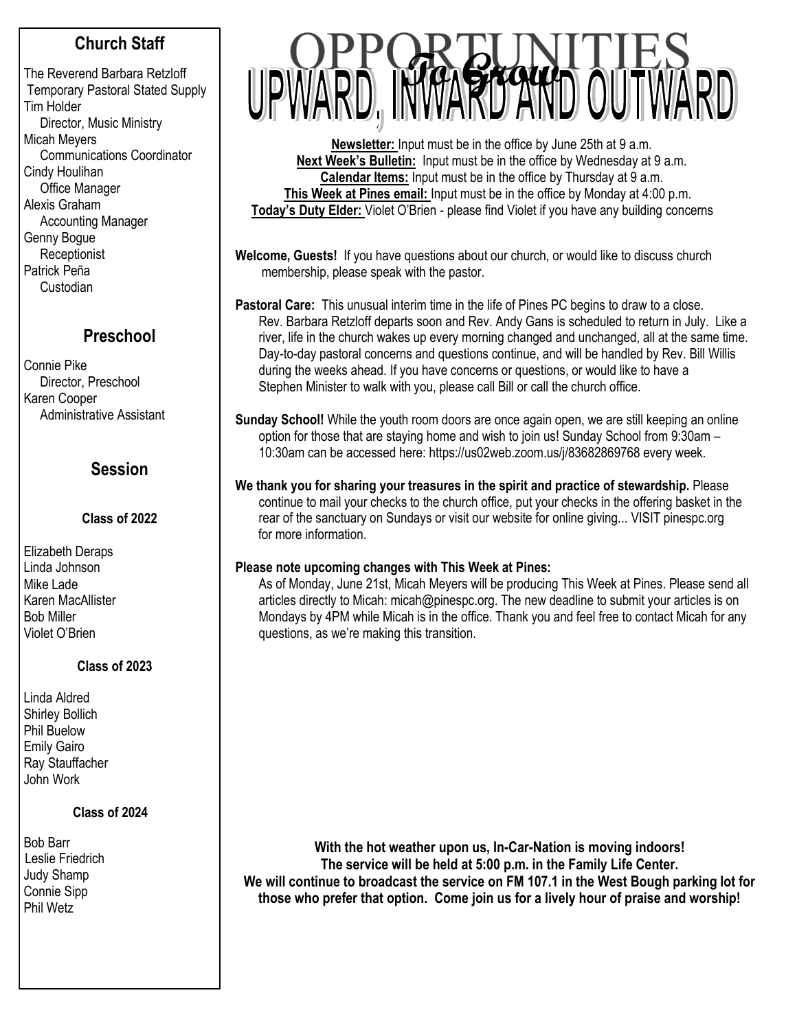## Church Staff

The Reverend Barbara Retzloff
Temporary Pastoral Stated Supply
Tim Holder
Director, Music Ministry
Micah Meyers
Communications Coordinator
Cindy Houlihan
Office Manager
Alexis Graham
Accounting Manager
Genny Bogue
Receptionist
Patrick Peña
Custodian

## Preschool

Connie Pike
Director, Preschool
Karen Cooper
Administrative Assistant

## Session

### Class of 2022

Elizabeth Deraps
Linda Johnson
Mike Lade
Karen MacAllister
Bob Miller
Violet O'Brien

### Class of 2023

Linda Aldred
Shirley Bollich
Phil Buelow
Emily Gairo
Ray Stauffacher
John Work

### Class of 2024

Bob Barr
Leslie Friedrich
Judy Shamp
Connie Sipp
Phil Wetz

# OPPORTUNITIES *To Grow* UPWARD, INWARD AND OUTWARD

**Newsletter:** Input must be in the office by June 25th at 9 a.m.
**Next Week's Bulletin:** Input must be in the office by Wednesday at 9 a.m.
**Calendar Items:** Input must be in the office by Thursday at 9 a.m.
**This Week at Pines email:** Input must be in the office by Monday at 4:00 p.m.
**Today's Duty Elder:** Violet O'Brien - please find Violet if you have any building concerns

**Welcome, Guests!** If you have questions about our church, or would like to discuss church membership, please speak with the pastor.

**Pastoral Care:** This unusual interim time in the life of Pines PC begins to draw to a close. Rev. Barbara Retzloff departs soon and Rev. Andy Gans is scheduled to return in July. Like a river, life in the church wakes up every morning changed and unchanged, all at the same time. Day-to-day pastoral concerns and questions continue, and will be handled by Rev. Bill Willis during the weeks ahead. If you have concerns or questions, or would like to have a Stephen Minister to walk with you, please call Bill or call the church office.

**Sunday School!** While the youth room doors are once again open, we are still keeping an online option for those that are staying home and wish to join us! Sunday School from 9:30am – 10:30am can be accessed here: https://us02web.zoom.us/j/83682869768 every week.

**We thank you for sharing your treasures in the spirit and practice of stewardship.** Please continue to mail your checks to the church office, put your checks in the offering basket in the rear of the sanctuary on Sundays or visit our website for online giving... VISIT pinespc.org for more information.

**Please note upcoming changes with This Week at Pines:**
As of Monday, June 21st, Micah Meyers will be producing This Week at Pines. Please send all articles directly to Micah: micah@pinespc.org. The new deadline to submit your articles is on Mondays by 4PM while Micah is in the office. Thank you and feel free to contact Micah for any questions, as we're making this transition.

**With the hot weather upon us, In-Car-Nation is moving indoors!**
**The service will be held at 5:00 p.m. in the Family Life Center.**
**We will continue to broadcast the service on FM 107.1 in the West Bough parking lot for those who prefer that option. Come join us for a lively hour of praise and worship!**